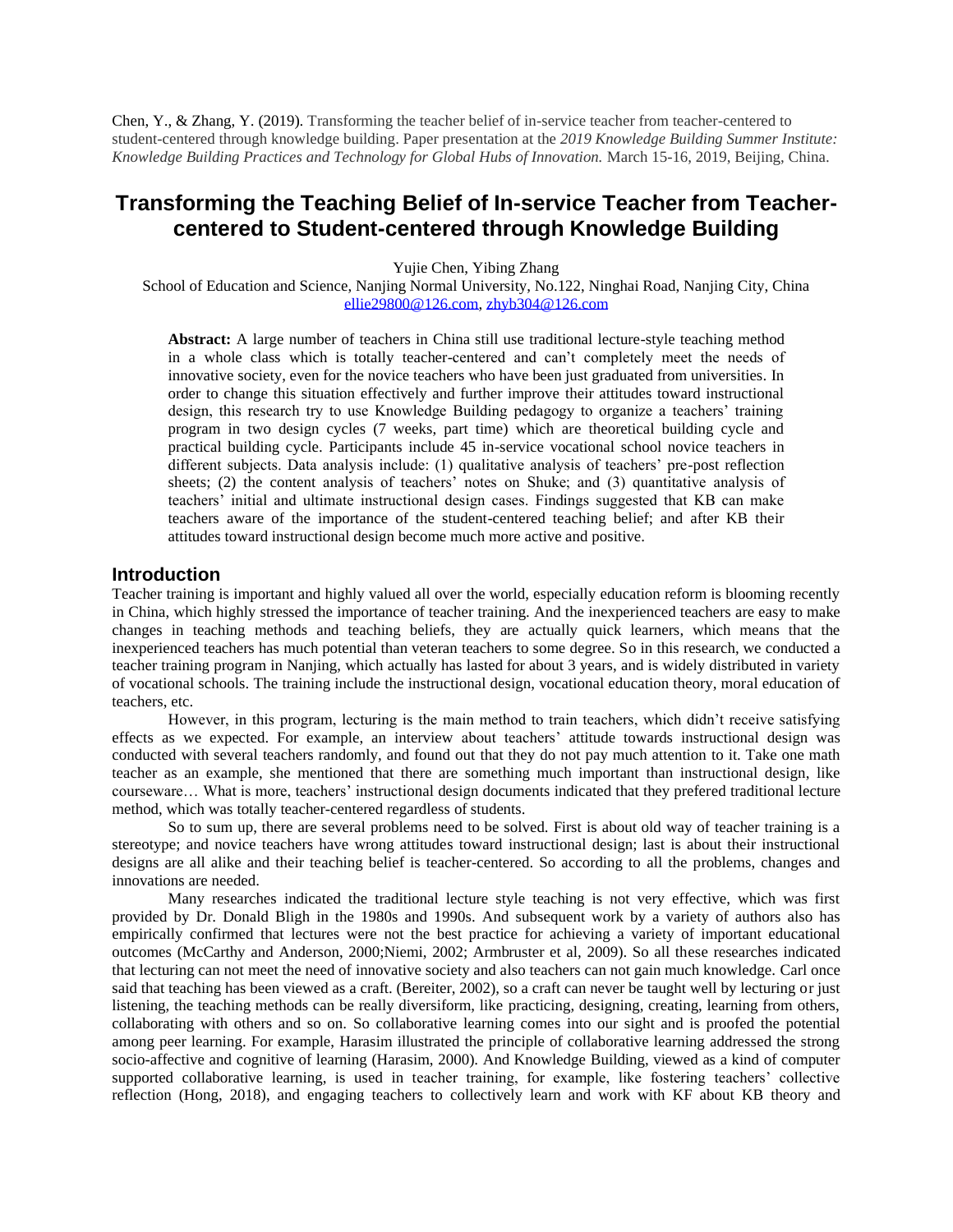Chen, Y., & Zhang, Y. (2019). Transforming the teacher belief of in-service teacher from teacher-centered to student-centered through knowledge building. Paper presentation at the *2019 Knowledge Building Summer Institute: Knowledge Building Practices and Technology for Global Hubs of Innovation.* March 15-16, 2019, Beijing, China.

# Transforming the Teaching Belief of In-service Teacher from Teacher-centered to Student-centered through Knowledge Building

Yujie Chen, Yibing Zhang

School of Education and Science, Nanjing Normal University, No.122, Ninghai Road, Nanjing City, China

ellie29800@126.com, zhyb304@126.com

**Abstract:** A large number of teachers in China still use traditional lecture-style teaching method in a whole class which is totally teacher-centered and can't completely meet the needs of innovative society, even for the novice teachers who have been just graduated from universities. In order to change this situation effectively and further improve their attitudes toward instructional design, this research try to use Knowledge Building pedagogy to organize a teachers' training program in two design cycles (7 weeks, part time) which are theoretical building cycle and practical building cycle. Participants include 45 in-service vocational school novice teachers in different subjects. Data analysis include: (1) qualitative analysis of teachers' pre-post reflection sheets; (2) the content analysis of teachers' notes on Shuke; and (3) quantitative analysis of teachers' initial and ultimate instructional design cases. Findings suggested that KB can make teachers aware of the importance of the student-centered teaching belief; and after KB their attitudes toward instructional design become much more active and positive.

## Introduction

Teacher training is important and highly valued all over the world, especially education reform is blooming recently in China, which highly stressed the importance of teacher training. And the inexperienced teachers are easy to make changes in teaching methods and teaching beliefs, they are actually quick learners, which means that the inexperienced teachers has much potential than veteran teachers to some degree. So in this research, we conducted a teacher training program in Nanjing, which actually has lasted for about 3 years, and is widely distributed in variety of vocational schools. The training include the instructional design, vocational education theory, moral education of teachers, etc.

However, in this program, lecturing is the main method to train teachers, which didn't receive satisfying effects as we expected. For example, an interview about teachers' attitude towards instructional design was conducted with several teachers randomly, and found out that they do not pay much attention to it. Take one math teacher as an example, she mentioned that there are something much important than instructional design, like courseware… What is more, teachers' instructional design documents indicated that they prefered traditional lecture method, which was totally teacher-centered regardless of students.

So to sum up, there are several problems need to be solved. First is about old way of teacher training is a stereotype; and novice teachers have wrong attitudes toward instructional design; last is about their instructional designs are all alike and their teaching belief is teacher-centered. So according to all the problems, changes and innovations are needed.

Many researches indicated the traditional lecture style teaching is not very effective, which was first provided by Dr. Donald Bligh in the 1980s and 1990s. And subsequent work by a variety of authors also has empirically confirmed that lectures were not the best practice for achieving a variety of important educational outcomes (McCarthy and Anderson, 2000;Niemi, 2002; Armbruster et al, 2009). So all these researches indicated that lecturing can not meet the need of innovative society and also teachers can not gain much knowledge. Carl once said that teaching has been viewed as a craft. (Bereiter, 2002), so a craft can never be taught well by lecturing or just listening, the teaching methods can be really diversiform, like practicing, designing, creating, learning from others, collaborating with others and so on. So collaborative learning comes into our sight and is proofed the potential among peer learning. For example, Harasim illustrated the principle of collaborative learning addressed the strong socio-affective and cognitive of learning (Harasim, 2000). And Knowledge Building, viewed as a kind of computer supported collaborative learning, is used in teacher training, for example, like fostering teachers' collective reflection (Hong, 2018), and engaging teachers to collectively learn and work with KF about KB theory and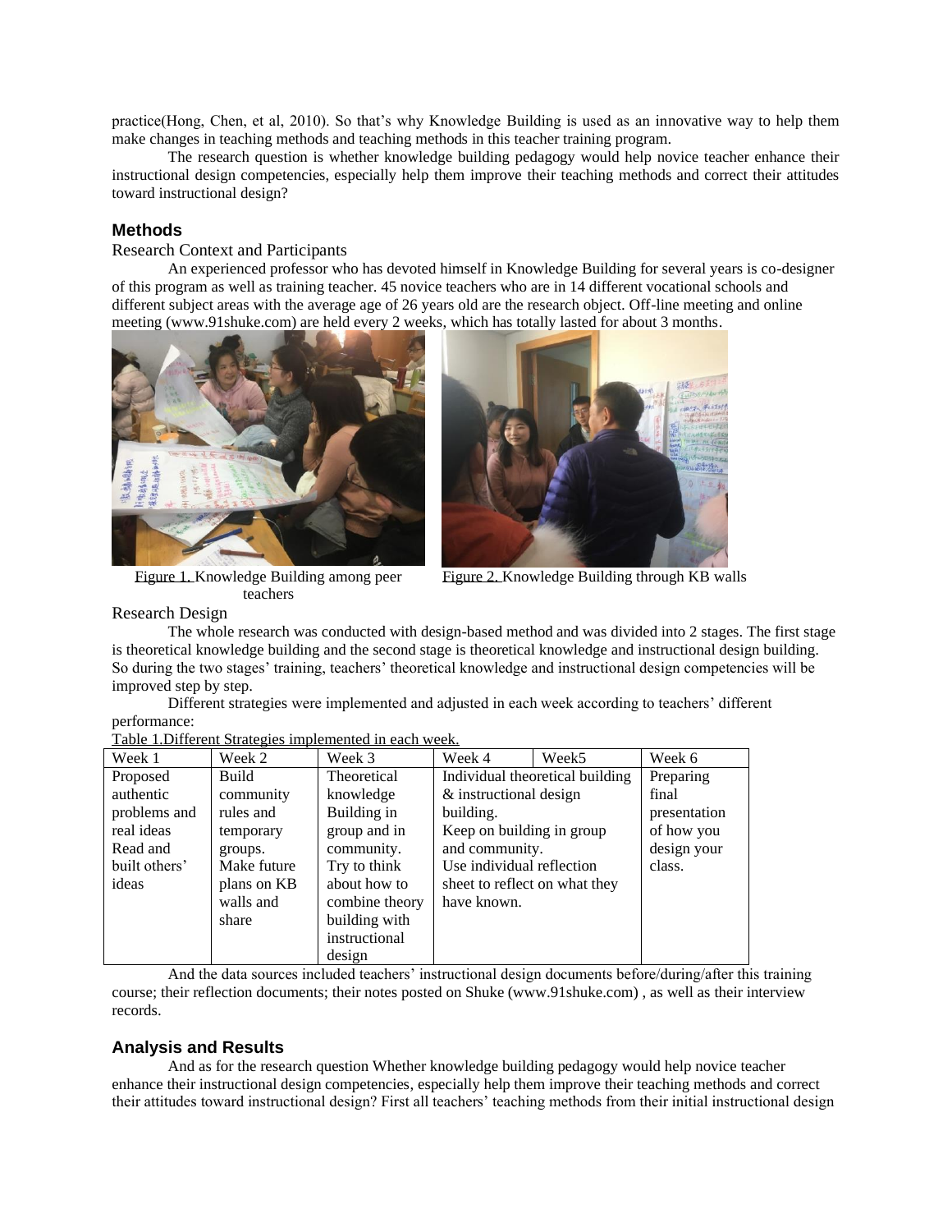practice(Hong, Chen, et al, 2010). So that's why Knowledge Building is used as an innovative way to help them make changes in teaching methods and teaching methods in this teacher training program.

The research question is whether knowledge building pedagogy would help novice teacher enhance their instructional design competencies, especially help them improve their teaching methods and correct their attitudes toward instructional design?

## Methods

### Research Context and Participants

An experienced professor who has devoted himself in Knowledge Building for several years is co-designer of this program as well as training teacher. 45 novice teachers who are in 14 different vocational schools and different subject areas with the average age of 26 years old are the research object. Off-line meeting and online meeting (www.91shuke.com) are held every 2 weeks, which has totally lasted for about 3 months.

Figure 1. Knowledge Building among peer teachers

Figure 2. Knowledge Building through KB walls

### Research Design

The whole research was conducted with design-based method and was divided into 2 stages. The first stage is theoretical knowledge building and the second stage is theoretical knowledge and instructional design building. So during the two stages' training, teachers' theoretical knowledge and instructional design competencies will be improved step by step.

Different strategies were implemented and adjusted in each week according to teachers' different performance:

Table 1.Different Strategies implemented in each week.

| Week 1 | Week 2 | Week 3 | Week 4 | Week5 | Week 6 |
|---|---|---|---|---|---|
| Proposed authentic problems and real ideas Read and built others' ideas | Build community rules and temporary groups. Make future plans on KB walls and share | Theoretical knowledge Building in group and in community. Try to think about how to combine theory building with instructional design | Individual theoretical building & instructional design building. Keep on building in group and community. Use individual reflection sheet to reflect on what they have known. | | Preparing final presentation of how you design your class. |

And the data sources included teachers' instructional design documents before/during/after this training course; their reflection documents; their notes posted on Shuke (www.91shuke.com) , as well as their interview records.

## Analysis and Results

And as for the research question Whether knowledge building pedagogy would help novice teacher enhance their instructional design competencies, especially help them improve their teaching methods and correct their attitudes toward instructional design? First all teachers' teaching methods from their initial instructional design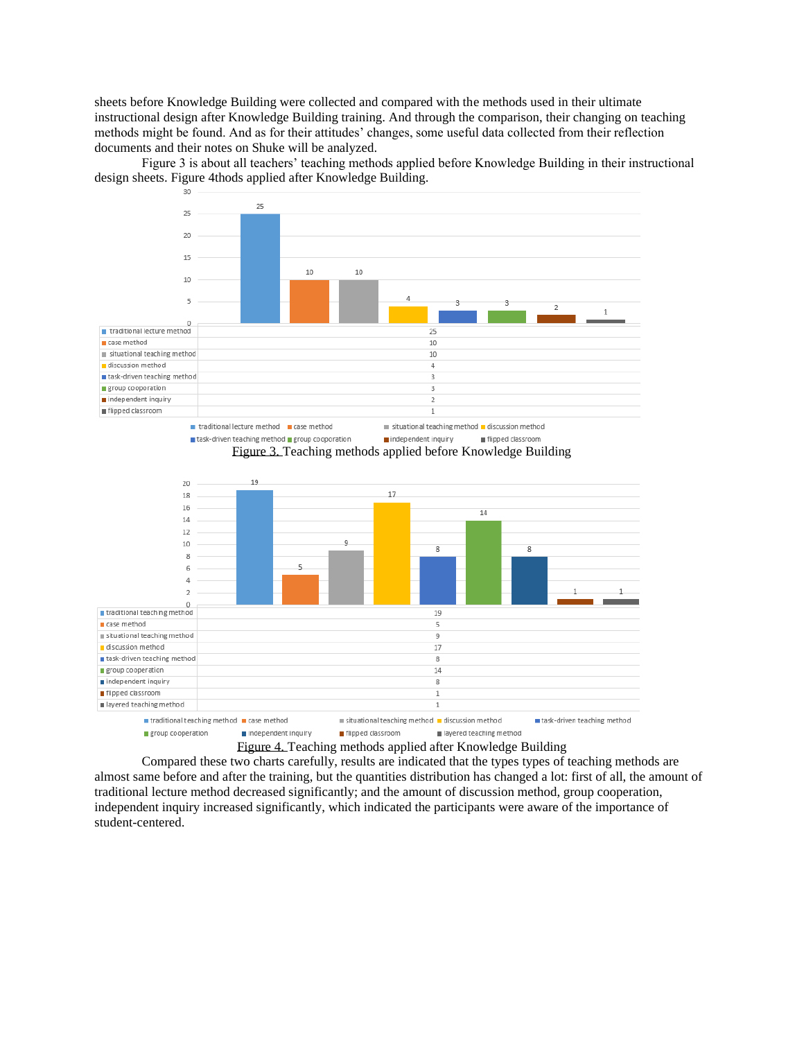sheets before Knowledge Building were collected and compared with the methods used in their ultimate instructional design after Knowledge Building training. And through the comparison, their changing on teaching methods might be found. And as for their attitudes' changes, some useful data collected from their reflection documents and their notes on Shuke will be analyzed.

Figure 3 is about all teachers' teaching methods applied before Knowledge Building in their instructional design sheets. Figure 4thods applied after Knowledge Building.

| | |
|---|---|
| traditional lecture method | 25 |
| case method | 10 |
| situational teaching method | 10 |
| discussion method | 4 |
| task-driven teaching method | 3 |
| group cooporation | 3 |
| independent inquiry | 2 |
| flipped classroom | 1 |

Figure 3. Teaching methods applied before Knowledge Building

| | |
|---|---|
| traditional teaching method | 19 |
| case method | 5 |
| situational teaching method | 9 |
| discussion method | 17 |
| task-driven teaching method | 8 |
| group cooperation | 14 |
| independent inquiry | 8 |
| flipped classroom | 1 |
| layered teaching method | 1 |

Figure 4. Teaching methods applied after Knowledge Building

Compared these two charts carefully, results are indicated that the types types of teaching methods are almost same before and after the training, but the quantities distribution has changed a lot: first of all, the amount of traditional lecture method decreased significantly; and the amount of discussion method, group cooperation, independent inquiry increased significantly, which indicated the participants were aware of the importance of student-centered.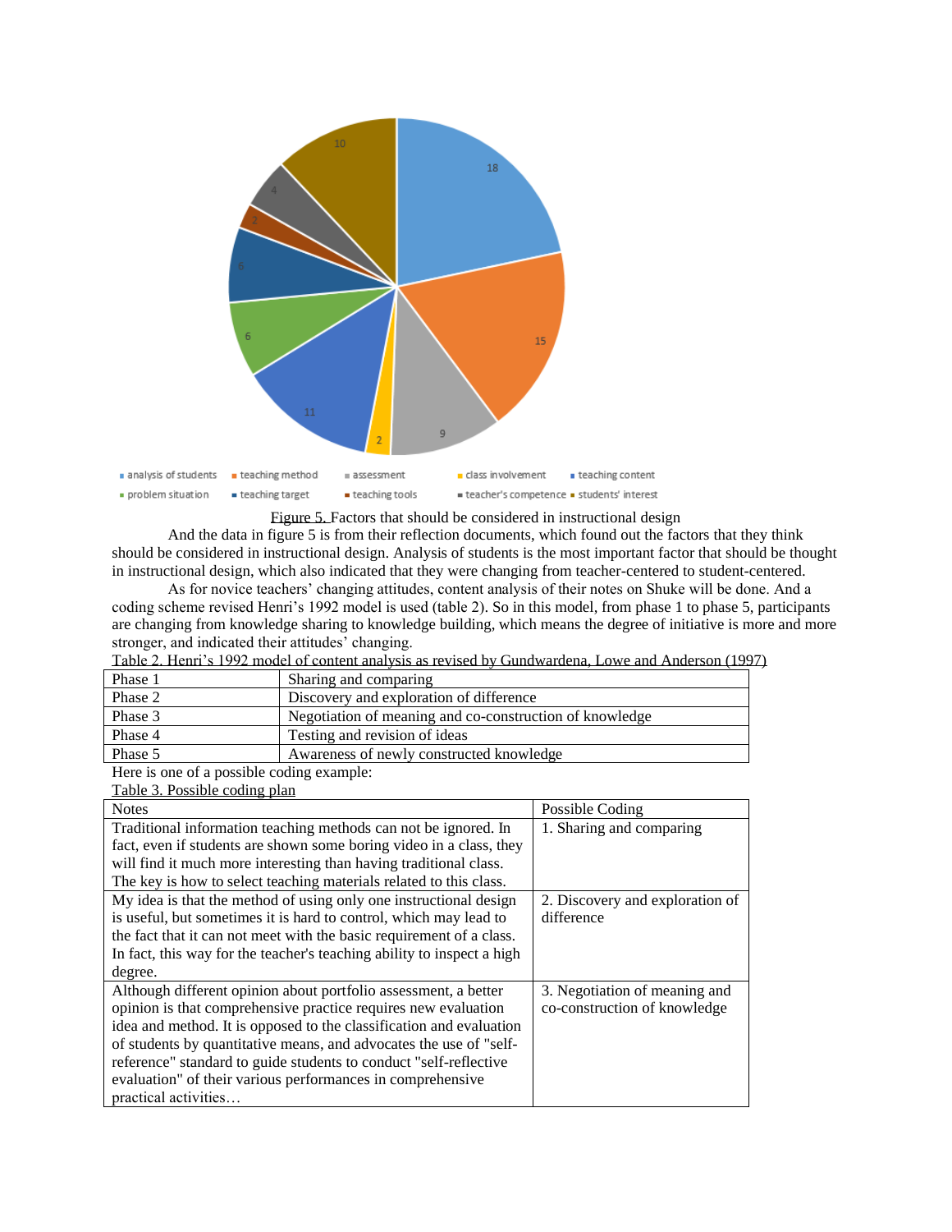Figure 5. Factors that should be considered in instructional design

And the data in figure 5 is from their reflection documents, which found out the factors that they think should be considered in instructional design. Analysis of students is the most important factor that should be thought in instructional design, which also indicated that they were changing from teacher-centered to student-centered.

As for novice teachers' changing attitudes, content analysis of their notes on Shuke will be done. And a coding scheme revised Henri's 1992 model is used (table 2). So in this model, from phase 1 to phase 5, participants are changing from knowledge sharing to knowledge building, which means the degree of initiative is more and more stronger, and indicated their attitudes' changing.

Table 2. Henri's 1992 model of content analysis as revised by Gundwardena, Lowe and Anderson (1997)

| | |
|---|---|
| Phase 1 | Sharing and comparing |
| Phase 2 | Discovery and exploration of difference |
| Phase 3 | Negotiation of meaning and co-construction of knowledge |
| Phase 4 | Testing and revision of ideas |
| Phase 5 | Awareness of newly constructed knowledge |

Here is one of a possible coding example:

Table 3. Possible coding plan

| Notes | Possible Coding |
|---|---|
| Traditional information teaching methods can not be ignored. In fact, even if students are shown some boring video in a class, they will find it much more interesting than having traditional class. The key is how to select teaching materials related to this class. | 1. Sharing and comparing |
| My idea is that the method of using only one instructional design is useful, but sometimes it is hard to control, which may lead to the fact that it can not meet with the basic requirement of a class. In fact, this way for the teacher's teaching ability to inspect a high degree. | 2. Discovery and exploration of difference |
| Although different opinion about portfolio assessment, a better opinion is that comprehensive practice requires new evaluation idea and method. It is opposed to the classification and evaluation of students by quantitative means, and advocates the use of "self-reference" standard to guide students to conduct "self-reflective evaluation" of their various performances in comprehensive practical activities… | 3. Negotiation of meaning and co-construction of knowledge |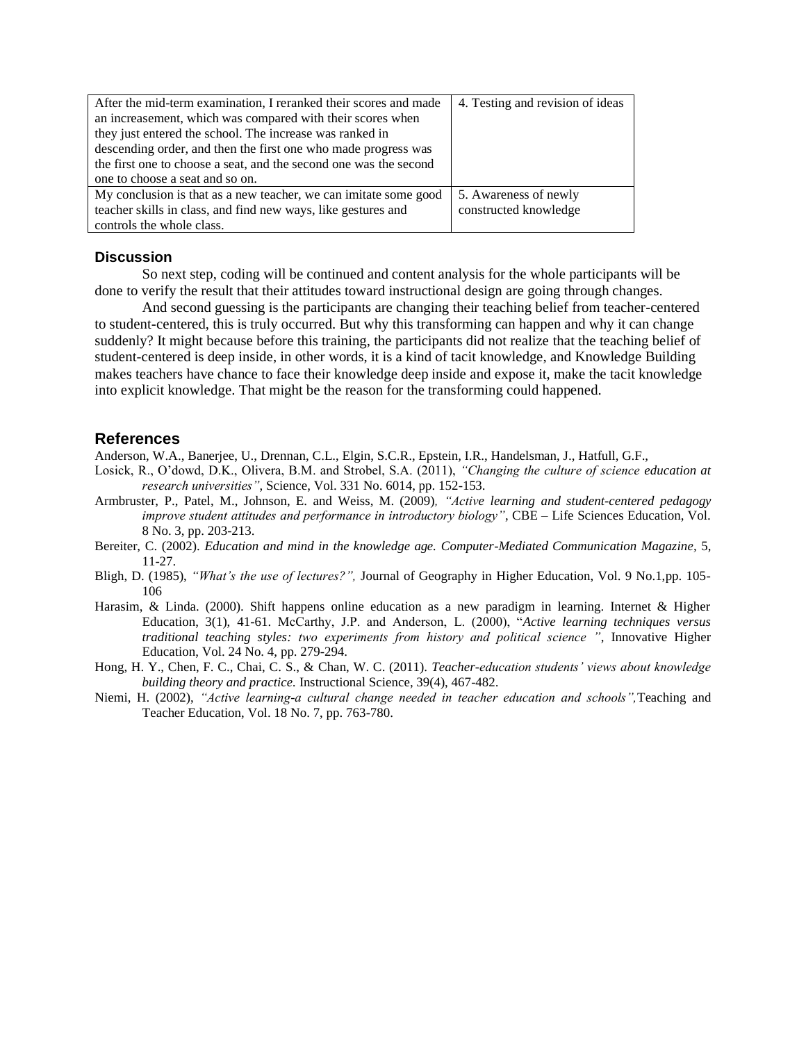| | |
|---|---|
| After the mid-term examination, I reranked their scores and made an increasement, which was compared with their scores when they just entered the school. The increase was ranked in descending order, and then the first one who made progress was the first one to choose a seat, and the second one was the second one to choose a seat and so on. | 4. Testing and revision of ideas |
| My conclusion is that as a new teacher, we can imitate some good teacher skills in class, and find new ways, like gestures and controls the whole class. | 5. Awareness of newly constructed knowledge |

## Discussion

So next step, coding will be continued and content analysis for the whole participants will be done to verify the result that their attitudes toward instructional design are going through changes.

And second guessing is the participants are changing their teaching belief from teacher-centered to student-centered, this is truly occurred. But why this transforming can happen and why it can change suddenly? It might because before this training, the participants did not realize that the teaching belief of student-centered is deep inside, in other words, it is a kind of tacit knowledge, and Knowledge Building makes teachers have chance to face their knowledge deep inside and expose it, make the tacit knowledge into explicit knowledge. That might be the reason for the transforming could happened.

## References

Anderson, W.A., Banerjee, U., Drennan, C.L., Elgin, S.C.R., Epstein, I.R., Handelsman, J., Hatfull, G.F., Losick, R., O'dowd, D.K., Olivera, B.M. and Strobel, S.A. (2011), *"Changing the culture of science education at research universities"*, Science, Vol. 331 No. 6014, pp. 152-153.

Armbruster, P., Patel, M., Johnson, E. and Weiss, M. (2009), *"Active learning and student-centered pedagogy improve student attitudes and performance in introductory biology"*, CBE – Life Sciences Education, Vol. 8 No. 3, pp. 203-213.

Bereiter, C. (2002). *Education and mind in the knowledge age. Computer-Mediated Communication Magazine,* 5, 11-27.

Bligh, D. (1985), *"What's the use of lectures?",* Journal of Geography in Higher Education, Vol. 9 No.1,pp. 105-106

Harasim, & Linda. (2000). Shift happens online education as a new paradigm in learning. Internet & Higher Education, 3(1), 41-61. McCarthy, J.P. and Anderson, L. (2000), "*Active learning techniques versus traditional teaching styles: two experiments from history and political science "*, Innovative Higher Education, Vol. 24 No. 4, pp. 279-294.

Hong, H. Y., Chen, F. C., Chai, C. S., & Chan, W. C. (2011). *Teacher-education students' views about knowledge building theory and practice.* Instructional Science, 39(4), 467-482.

Niemi, H. (2002), *"Active learning-a cultural change needed in teacher education and schools",*Teaching and Teacher Education, Vol. 18 No. 7, pp. 763-780.